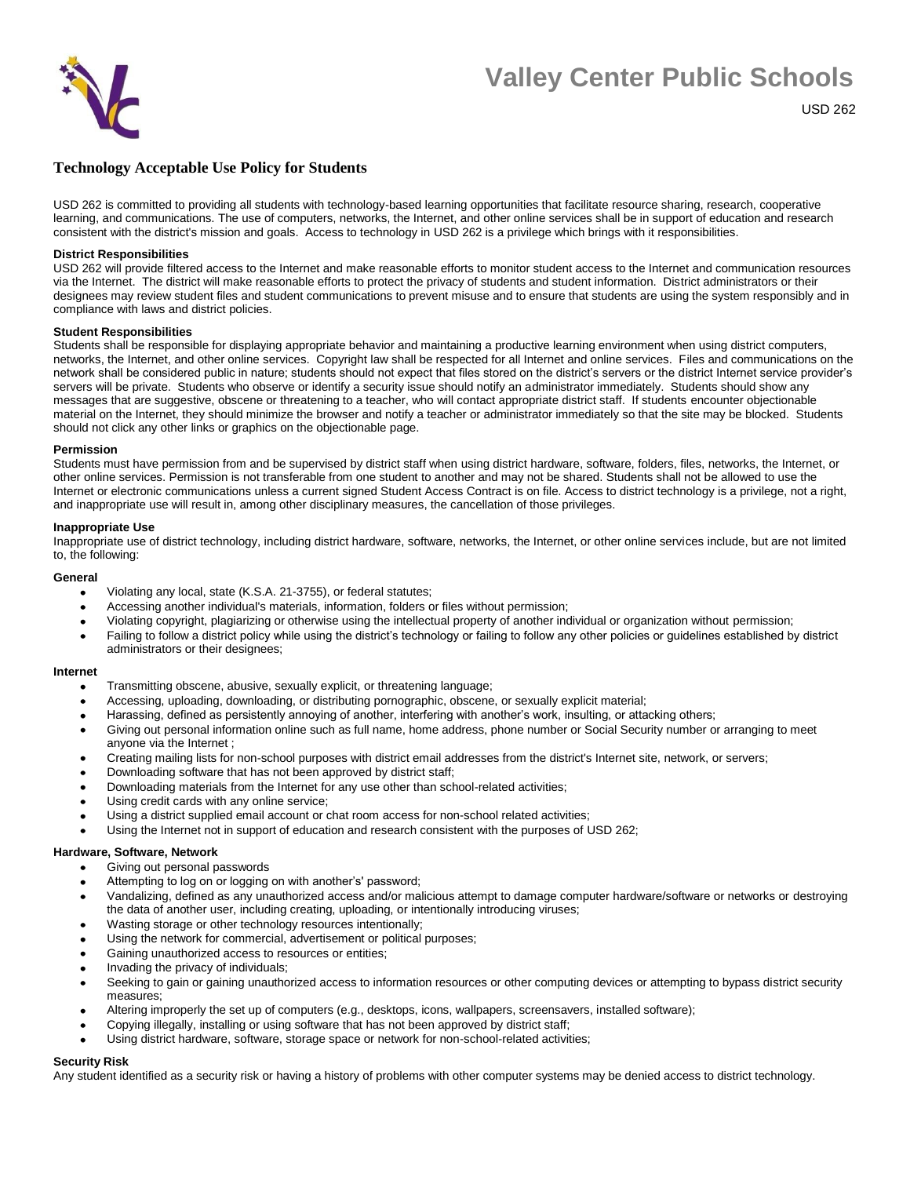# Valley Center Public Schools

USD 262

## Technology Acceptable Use Policy for Students

USD 262 is committed to providing all students with technology-based learning opportunities that facilitate resource sharing, research, cooperative learning, and communications. The use of computers, networks, the Internet, and other online services shall be in support of education and research consistent with the district's mission and goals. Access to technology in USD 262 is a privilege which brings with it responsibilities.

### District Responsibilities

USD 262 will provide filtered access to the Internet and make reasonable efforts to monitor student access to the Internet and communication resources via the Internet. The district will make reasonable efforts to protect the privacy of students and student information. District administrators or their designees may review student files and student communications to prevent misuse and to ensure that students are using the system responsibly and in compliance with laws and district policies.

### Student Responsibilities

Students shall be responsible for displaying appropriate behavior and maintaining a productive learning environment when using district computers, networks, the Internet, and other online services. Copyright law shall be respected for all Internet and online services. Files and communications on the network shall be considered public in nature; students should not expect that files stored on the district's servers or the district Internet service provider's servers will be private. Students who observe or identify a security issue should notify an administrator immediately. Students should show any messages that are suggestive, obscene or threatening to a teacher, who will contact appropriate district staff. If students encounter objectionable material on the Internet, they should minimize the browser and notify a teacher or administrator immediately so that the site may be blocked. Students should not click any other links or graphics on the objectionable page.

### Permission

Students must have permission from and be supervised by district staff when using district hardware, software, folders, files, networks, the Internet, or other online services. Permission is not transferable from one student to another and may not be shared. Students shall not be allowed to use the Internet or electronic communications unless a current signed Student Access Contract is on file. Access to district technology is a privilege, not a right, and inappropriate use will result in, among other disciplinary measures, the cancellation of those privileges.

### Inappropriate Use

Inappropriate use of district technology, including district hardware, software, networks, the Internet, or other online services include, but are not limited to, the following:

#### General

- Violating any local, state (K.S.A. 21-3755), or federal statutes;
- Accessing another individual's materials, information, folders or files without permission;
- Violating copyright, plagiarizing or otherwise using the intellectual property of another individual or organization without permission;
- Failing to follow a district policy while using the district's technology or failing to follow any other policies or guidelines established by district administrators or their designees;

#### Internet

- Transmitting obscene, abusive, sexually explicit, or threatening language;
- Accessing, uploading, downloading, or distributing pornographic, obscene, or sexually explicit material;
- Harassing, defined as persistently annoying of another, interfering with another's work, insulting, or attacking others;
- Giving out personal information online such as full name, home address, phone number or Social Security number or arranging to meet anyone via the Internet ;
- Creating mailing lists for non-school purposes with district email addresses from the district's Internet site, network, or servers;
- Downloading software that has not been approved by district staff;
- Downloading materials from the Internet for any use other than school-related activities;
- Using credit cards with any online service;
- Using a district supplied email account or chat room access for non-school related activities;
- Using the Internet not in support of education and research consistent with the purposes of USD 262;

#### Hardware, Software, Network

- Giving out personal passwords
- Attempting to log on or logging on with another's' password;
- Vandalizing, defined as any unauthorized access and/or malicious attempt to damage computer hardware/software or networks or destroying the data of another user, including creating, uploading, or intentionally introducing viruses;
- Wasting storage or other technology resources intentionally;
- Using the network for commercial, advertisement or political purposes;
- Gaining unauthorized access to resources or entities;
- Invading the privacy of individuals;
- Seeking to gain or gaining unauthorized access to information resources or other computing devices or attempting to bypass district security measures;
- Altering improperly the set up of computers (e.g., desktops, icons, wallpapers, screensavers, installed software);
- Copying illegally, installing or using software that has not been approved by district staff;
- Using district hardware, software, storage space or network for non-school-related activities;

### Security Risk

Any student identified as a security risk or having a history of problems with other computer systems may be denied access to district technology.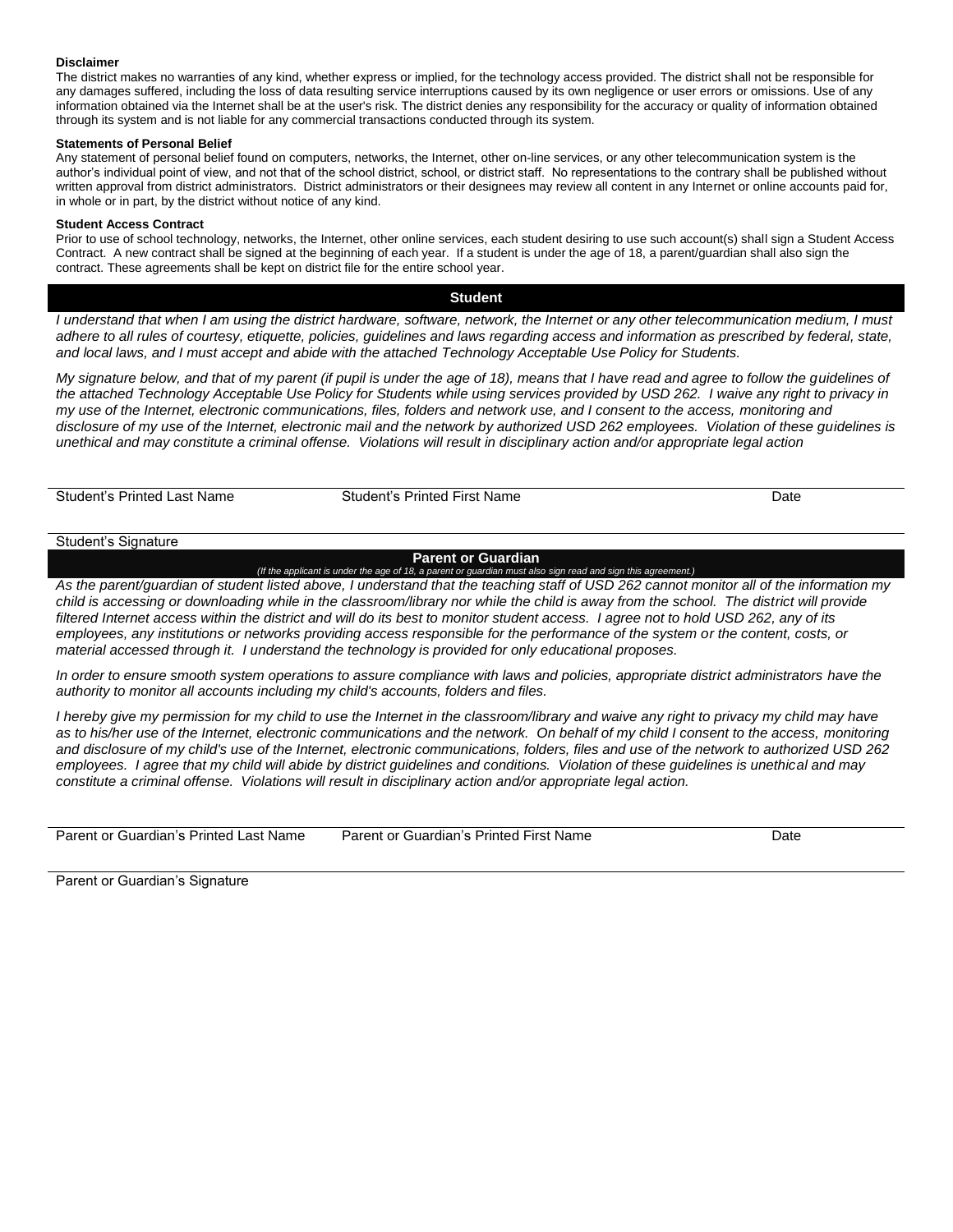**Disclaimer**

The district makes no warranties of any kind, whether express or implied, for the technology access provided. The district shall not be responsible for any damages suffered, including the loss of data resulting service interruptions caused by its own negligence or user errors or omissions. Use of any information obtained via the Internet shall be at the user's risk. The district denies any responsibility for the accuracy or quality of information obtained through its system and is not liable for any commercial transactions conducted through its system.

**Statements of Personal Belief**

Any statement of personal belief found on computers, networks, the Internet, other on-line services, or any other telecommunication system is the author's individual point of view, and not that of the school district, school, or district staff. No representations to the contrary shall be published without written approval from district administrators. District administrators or their designees may review all content in any Internet or online accounts paid for, in whole or in part, by the district without notice of any kind.

**Student Access Contract**

Prior to use of school technology, networks, the Internet, other online services, each student desiring to use such account(s) shall sign a Student Access Contract. A new contract shall be signed at the beginning of each year. If a student is under the age of 18, a parent/guardian shall also sign the contract. These agreements shall be kept on district file for the entire school year.

## Student

*I understand that when I am using the district hardware, software, network, the Internet or any other telecommunication medium, I must adhere to all rules of courtesy, etiquette, policies, guidelines and laws regarding access and information as prescribed by federal, state, and local laws, and I must accept and abide with the attached Technology Acceptable Use Policy for Students.*

*My signature below, and that of my parent (if pupil is under the age of 18), means that I have read and agree to follow the guidelines of the attached Technology Acceptable Use Policy for Students while using services provided by USD 262. I waive any right to privacy in my use of the Internet, electronic communications, files, folders and network use, and I consent to the access, monitoring and disclosure of my use of the Internet, electronic mail and the network by authorized USD 262 employees. Violation of these guidelines is unethical and may constitute a criminal offense. Violations will result in disciplinary action and/or appropriate legal action*

Student's Printed Last Name　　Student's Printed First Name　　Date

Student's Signature

## Parent or Guardian

*(If the applicant is under the age of 18, a parent or guardian must also sign read and sign this agreement.)*

*As the parent/guardian of student listed above, I understand that the teaching staff of USD 262 cannot monitor all of the information my child is accessing or downloading while in the classroom/library nor while the child is away from the school. The district will provide filtered Internet access within the district and will do its best to monitor student access. I agree not to hold USD 262, any of its employees, any institutions or networks providing access responsible for the performance of the system or the content, costs, or material accessed through it. I understand the technology is provided for only educational proposes.*

*In order to ensure smooth system operations to assure compliance with laws and policies, appropriate district administrators have the authority to monitor all accounts including my child's accounts, folders and files.*

*I hereby give my permission for my child to use the Internet in the classroom/library and waive any right to privacy my child may have as to his/her use of the Internet, electronic communications and the network. On behalf of my child I consent to the access, monitoring and disclosure of my child's use of the Internet, electronic communications, folders, files and use of the network to authorized USD 262 employees. I agree that my child will abide by district guidelines and conditions. Violation of these guidelines is unethical and may constitute a criminal offense. Violations will result in disciplinary action and/or appropriate legal action.*

Parent or Guardian's Printed Last Name　　Parent or Guardian's Printed First Name　　Date

Parent or Guardian's Signature